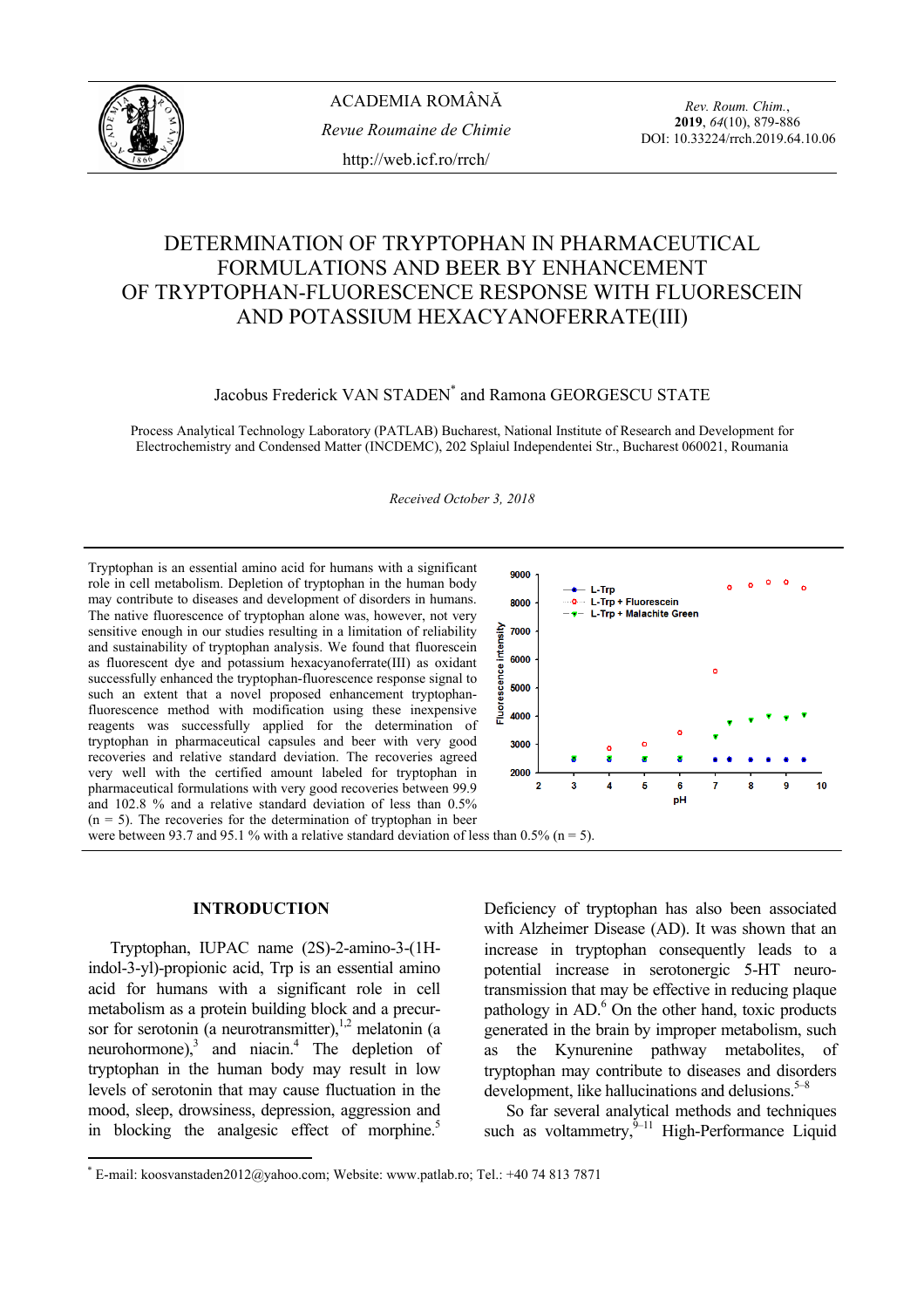# DETERMINATION OF TRYPTOPHAN IN PHARMACEUTICAL FORMULATIONS AND BEER BY ENHANCEMENT OF TRYPTOPHAN-FLUORESCENCE RESPONSE WITH FLUORESCEIN AND POTASSIUM HEXACYANOFERRATE(III)

Jacobus Frederick VAN STADEN* and Ramona GEORGESCU STATE

Process Analytical Technology Laboratory (PATLAB) Bucharest, National Institute of Research and Development for Electrochemistry and Condensed Matter (INCDEMC), 202 Splaiul Independentei Str., Bucharest 060021, Roumania

*Received October 3, 2018*

Tryptophan is an essential amino acid for humans with a significant role in cell metabolism. Depletion of tryptophan in the human body may contribute to diseases and development of disorders in humans. The native fluorescence of tryptophan alone was, however, not very sensitive enough in our studies resulting in a limitation of reliability and sustainability of tryptophan analysis. We found that fluorescein as fluorescent dye and potassium hexacyanoferrate(III) as oxidant successfully enhanced the tryptophan-fluorescence response signal to such an extent that a novel proposed enhancement tryptophan-fluorescence method with modification using these inexpensive reagents was successfully applied for the determination of tryptophan in pharmaceutical capsules and beer with very good recoveries and relative standard deviation. The recoveries agreed very well with the certified amount labeled for tryptophan in pharmaceutical formulations with very good recoveries between 99.9 and 102.8 % and a relative standard deviation of less than 0.5% (n = 5). The recoveries for the determination of tryptophan in beer were between 93.7 and 95.1 % with a relative standard deviation of less than 0.5% (n = 5).

## INTRODUCTION

Tryptophan, IUPAC name (2S)-2-amino-3-(1H-indol-3-yl)-propionic acid, Trp is an essential amino acid for humans with a significant role in cell metabolism as a protein building block and a precursor for serotonin (a neurotransmitter),[1,2] melatonin (a neurohormone),[3] and niacin.[4] The depletion of tryptophan in the human body may result in low levels of serotonin that may cause fluctuation in the mood, sleep, drowsiness, depression, aggression and in blocking the analgesic effect of morphine.[5] Deficiency of tryptophan has also been associated with Alzheimer Disease (AD). It was shown that an increase in tryptophan consequently leads to a potential increase in serotonergic 5-HT neurotransmission that may be effective in reducing plaque pathology in AD.[6] On the other hand, toxic products generated in the brain by improper metabolism, such as the Kynurenine pathway metabolites, of tryptophan may contribute to diseases and disorders development, like hallucinations and delusions.[5–8]

So far several analytical methods and techniques such as voltammetry,[9–11] High-Performance Liquid

---

* E-mail: koosvanstaden2012@yahoo.com; Website: www.patlab.ro; Tel.: +40 74 813 7871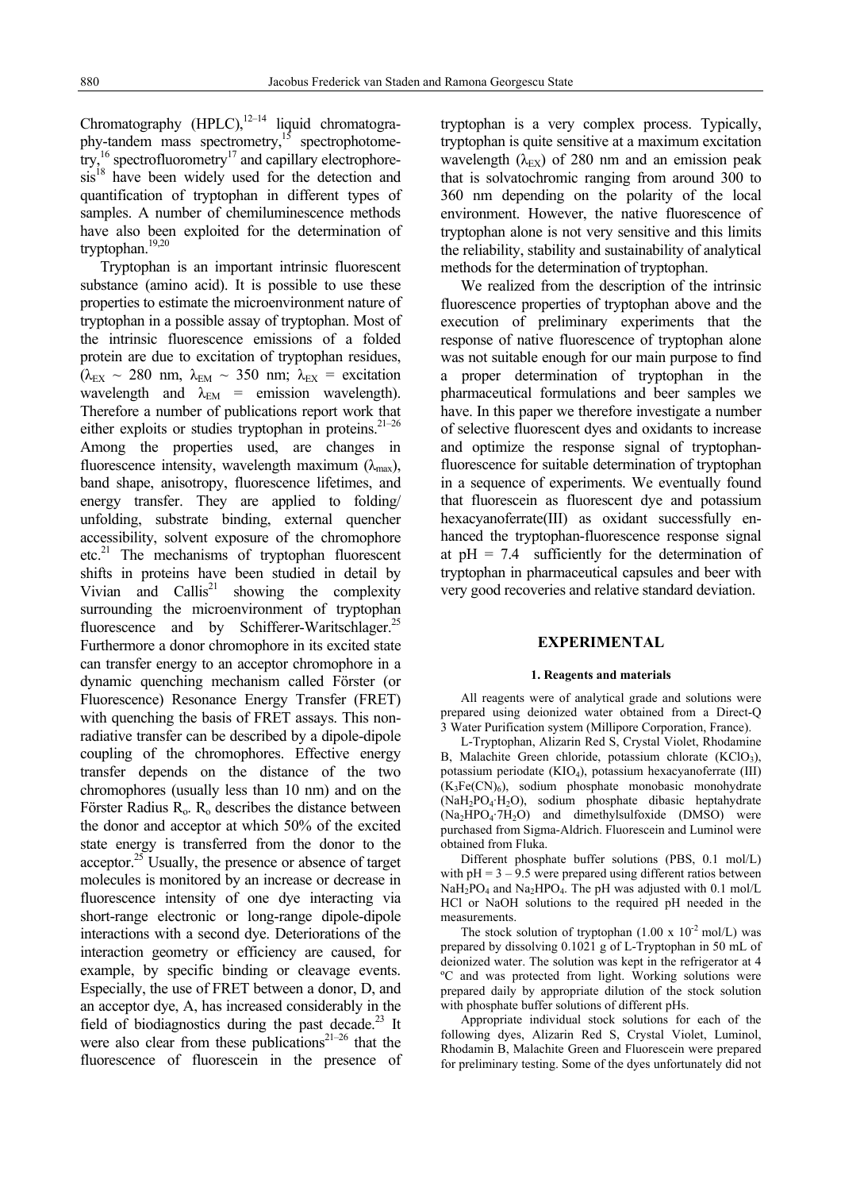Chromatography (HPLC),[12–14] liquid chromatography-tandem mass spectrometry,[15] spectrophotometry,[16] spectrofluorometry[17] and capillary electrophoresis[18] have been widely used for the detection and quantification of tryptophan in different types of samples. A number of chemiluminescence methods have also been exploited for the determination of tryptophan.[19,20]

Tryptophan is an important intrinsic fluorescent substance (amino acid). It is possible to use these properties to estimate the microenvironment nature of tryptophan in a possible assay of tryptophan. Most of the intrinsic fluorescence emissions of a folded protein are due to excitation of tryptophan residues, ($\lambda_{EX}$ ~ 280 nm, $\lambda_{EM}$ ~ 350 nm; $\lambda_{EX}$ = excitation wavelength and $\lambda_{EM}$ = emission wavelength). Therefore a number of publications report work that either exploits or studies tryptophan in proteins.[21–26] Among the properties used, are changes in fluorescence intensity, wavelength maximum ($\lambda_{max}$), band shape, anisotropy, fluorescence lifetimes, and energy transfer. They are applied to folding/ unfolding, substrate binding, external quencher accessibility, solvent exposure of the chromophore etc.[21] The mechanisms of tryptophan fluorescent shifts in proteins have been studied in detail by Vivian and Callis[21] showing the complexity surrounding the microenvironment of tryptophan fluorescence and by Schifferer-Waritschlager.[25] Furthermore a donor chromophore in its excited state can transfer energy to an acceptor chromophore in a dynamic quenching mechanism called Förster (or Fluorescence) Resonance Energy Transfer (FRET) with quenching the basis of FRET assays. This non-radiative transfer can be described by a dipole-dipole coupling of the chromophores. Effective energy transfer depends on the distance of the two chromophores (usually less than 10 nm) and on the Förster Radius $R_o$. $R_o$ describes the distance between the donor and acceptor at which 50% of the excited state energy is transferred from the donor to the acceptor.[25] Usually, the presence or absence of target molecules is monitored by an increase or decrease in fluorescence intensity of one dye interacting via short-range electronic or long-range dipole-dipole interactions with a second dye. Deteriorations of the interaction geometry or efficiency are caused, for example, by specific binding or cleavage events. Especially, the use of FRET between a donor, D, and an acceptor dye, A, has increased considerably in the field of biodiagnostics during the past decade.[23] It were also clear from these publications[21–26] that the fluorescence of fluorescein in the presence of tryptophan is a very complex process. Typically, tryptophan is quite sensitive at a maximum excitation wavelength ($\lambda_{EX}$) of 280 nm and an emission peak that is solvatochromic ranging from around 300 to 360 nm depending on the polarity of the local environment. However, the native fluorescence of tryptophan alone is not very sensitive and this limits the reliability, stability and sustainability of analytical methods for the determination of tryptophan.

We realized from the description of the intrinsic fluorescence properties of tryptophan above and the execution of preliminary experiments that the response of native fluorescence of tryptophan alone was not suitable enough for our main purpose to find a proper determination of tryptophan in the pharmaceutical formulations and beer samples we have. In this paper we therefore investigate a number of selective fluorescent dyes and oxidants to increase and optimize the response signal of tryptophan-fluorescence for suitable determination of tryptophan in a sequence of experiments. We eventually found that fluorescein as fluorescent dye and potassium hexacyanoferrate(III) as oxidant successfully enhanced the tryptophan-fluorescence response signal at pH = 7.4 sufficiently for the determination of tryptophan in pharmaceutical capsules and beer with very good recoveries and relative standard deviation.

## EXPERIMENTAL

### 1. Reagents and materials

All reagents were of analytical grade and solutions were prepared using deionized water obtained from a Direct-Q 3 Water Purification system (Millipore Corporation, France).

L-Tryptophan, Alizarin Red S, Crystal Violet, Rhodamine B, Malachite Green chloride, potassium chlorate ($KClO_3$), potassium periodate ($KIO_4$), potassium hexacyanoferrate (III) ($K_3Fe(CN)_6$), sodium phosphate monobasic monohydrate ($NaH_2PO_4{\cdot}H_2O$), sodium phosphate dibasic heptahydrate ($Na_2HPO_4{\cdot}7H_2O$) and dimethylsulfoxide (DMSO) were purchased from Sigma-Aldrich. Fluorescein and Luminol were obtained from Fluka.

Different phosphate buffer solutions (PBS, 0.1 mol/L) with pH = 3 – 9.5 were prepared using different ratios between $NaH_2PO_4$ and $Na_2HPO_4$. The pH was adjusted with 0.1 mol/L HCl or NaOH solutions to the required pH needed in the measurements.

The stock solution of tryptophan (1.00 x $10^{-2}$ mol/L) was prepared by dissolving 0.1021 g of L-Tryptophan in 50 mL of deionized water. The solution was kept in the refrigerator at 4 ºC and was protected from light. Working solutions were prepared daily by appropriate dilution of the stock solution with phosphate buffer solutions of different pHs.

Appropriate individual stock solutions for each of the following dyes, Alizarin Red S, Crystal Violet, Luminol, Rhodamin B, Malachite Green and Fluorescein were prepared for preliminary testing. Some of the dyes unfortunately did not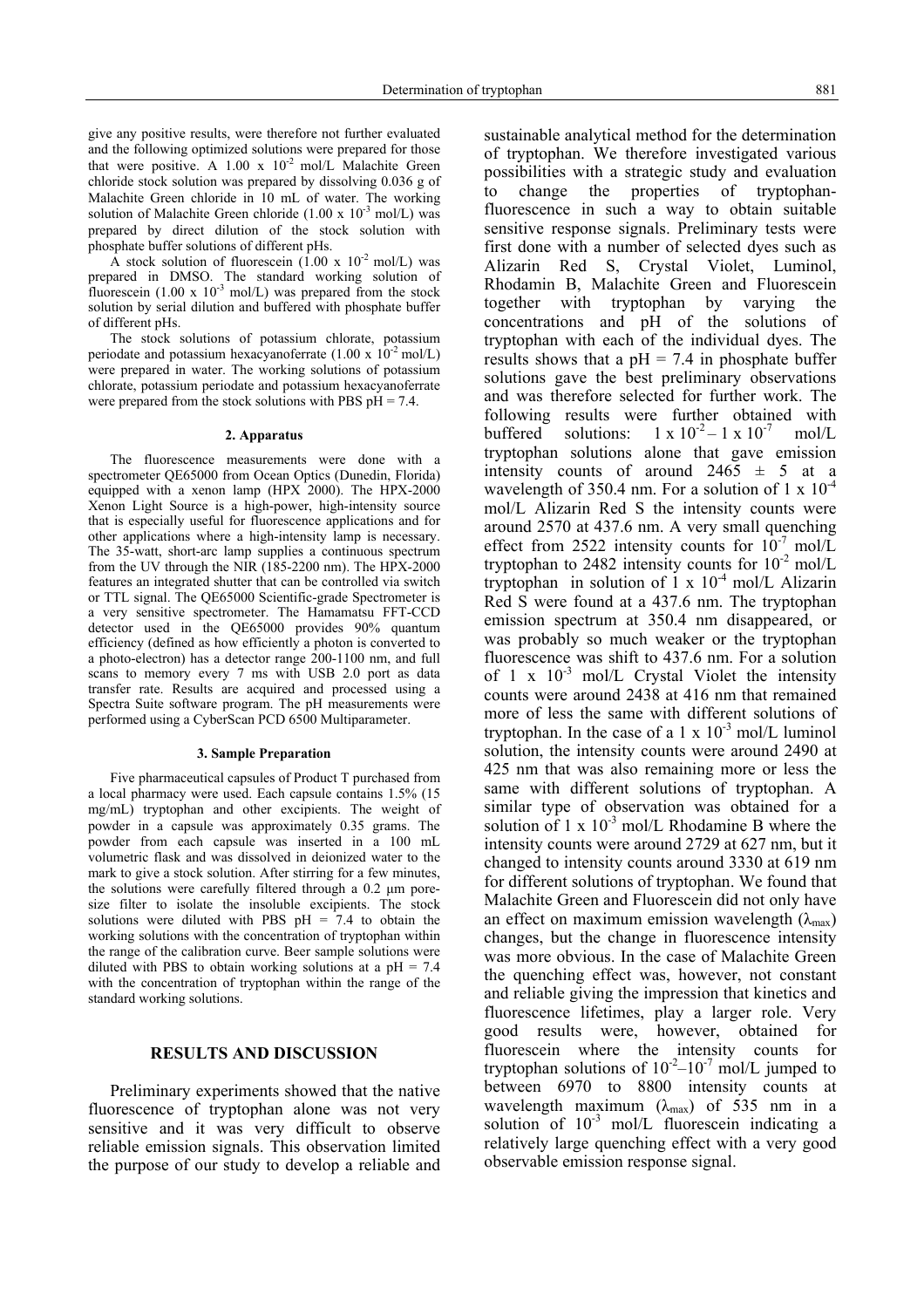give any positive results, were therefore not further evaluated and the following optimized solutions were prepared for those that were positive. A 1.00 x $10^{-2}$ mol/L Malachite Green chloride stock solution was prepared by dissolving 0.036 g of Malachite Green chloride in 10 mL of water. The working solution of Malachite Green chloride (1.00 x $10^{-3}$ mol/L) was prepared by direct dilution of the stock solution with phosphate buffer solutions of different pHs.

A stock solution of fluorescein (1.00 x $10^{-2}$ mol/L) was prepared in DMSO. The standard working solution of fluorescein (1.00 x $10^{-3}$ mol/L) was prepared from the stock solution by serial dilution and buffered with phosphate buffer of different pHs.

The stock solutions of potassium chlorate, potassium periodate and potassium hexacyanoferrate (1.00 x $10^{-2}$ mol/L) were prepared in water. The working solutions of potassium chlorate, potassium periodate and potassium hexacyanoferrate were prepared from the stock solutions with PBS pH = 7.4.

#### 2. Apparatus

The fluorescence measurements were done with a spectrometer QE65000 from Ocean Optics (Dunedin, Florida) equipped with a xenon lamp (HPX 2000). The HPX-2000 Xenon Light Source is a high-power, high-intensity source that is especially useful for fluorescence applications and for other applications where a high-intensity lamp is necessary. The 35-watt, short-arc lamp supplies a continuous spectrum from the UV through the NIR (185-2200 nm). The HPX-2000 features an integrated shutter that can be controlled via switch or TTL signal. The QE65000 Scientific-grade Spectrometer is a very sensitive spectrometer. The Hamamatsu FFT-CCD detector used in the QE65000 provides 90% quantum efficiency (defined as how efficiently a photon is converted to a photo-electron) has a detector range 200-1100 nm, and full scans to memory every 7 ms with USB 2.0 port as data transfer rate. Results are acquired and processed using a Spectra Suite software program. The pH measurements were performed using a CyberScan PCD 6500 Multiparameter.

#### 3. Sample Preparation

Five pharmaceutical capsules of Product T purchased from a local pharmacy were used. Each capsule contains 1.5% (15 mg/mL) tryptophan and other excipients. The weight of powder in a capsule was approximately 0.35 grams. The powder from each capsule was inserted in a 100 mL volumetric flask and was dissolved in deionized water to the mark to give a stock solution. After stirring for a few minutes, the solutions were carefully filtered through a 0.2 µm pore-size filter to isolate the insoluble excipients. The stock solutions were diluted with PBS pH = 7.4 to obtain the working solutions with the concentration of tryptophan within the range of the calibration curve. Beer sample solutions were diluted with PBS to obtain working solutions at a pH = 7.4 with the concentration of tryptophan within the range of the standard working solutions.

## RESULTS AND DISCUSSION

Preliminary experiments showed that the native fluorescence of tryptophan alone was not very sensitive and it was very difficult to observe reliable emission signals. This observation limited the purpose of our study to develop a reliable and sustainable analytical method for the determination of tryptophan. We therefore investigated various possibilities with a strategic study and evaluation to change the properties of tryptophan-fluorescence in such a way to obtain suitable sensitive response signals. Preliminary tests were first done with a number of selected dyes such as Alizarin Red S, Crystal Violet, Luminol, Rhodamin B, Malachite Green and Fluorescein together with tryptophan by varying the concentrations and pH of the solutions of tryptophan with each of the individual dyes. The results shows that a pH = 7.4 in phosphate buffer solutions gave the best preliminary observations and was therefore selected for further work. The following results were further obtained with buffered solutions: 1 x $10^{-2}$ – 1 x $10^{-7}$ mol/L tryptophan solutions alone that gave emission intensity counts of around 2465 ± 5 at a wavelength of 350.4 nm. For a solution of 1 x $10^{-4}$ mol/L Alizarin Red S the intensity counts were around 2570 at 437.6 nm. A very small quenching effect from 2522 intensity counts for $10^{-7}$ mol/L tryptophan to 2482 intensity counts for $10^{-2}$ mol/L tryptophan in solution of 1 x $10^{-4}$ mol/L Alizarin Red S were found at a 437.6 nm. The tryptophan emission spectrum at 350.4 nm disappeared, or was probably so much weaker or the tryptophan fluorescence was shift to 437.6 nm. For a solution of 1 x $10^{-3}$ mol/L Crystal Violet the intensity counts were around 2438 at 416 nm that remained more of less the same with different solutions of tryptophan. In the case of a 1 x $10^{-3}$ mol/L luminol solution, the intensity counts were around 2490 at 425 nm that was also remaining more or less the same with different solutions of tryptophan. A similar type of observation was obtained for a solution of 1 x $10^{-3}$ mol/L Rhodamine B where the intensity counts were around 2729 at 627 nm, but it changed to intensity counts around 3330 at 619 nm for different solutions of tryptophan. We found that Malachite Green and Fluorescein did not only have an effect on maximum emission wavelength ($\lambda_{max}$) changes, but the change in fluorescence intensity was more obvious. In the case of Malachite Green the quenching effect was, however, not constant and reliable giving the impression that kinetics and fluorescence lifetimes, play a larger role. Very good results were, however, obtained for fluorescein where the intensity counts for tryptophan solutions of $10^{-2}$–$10^{-7}$ mol/L jumped to between 6970 to 8800 intensity counts at wavelength maximum ($\lambda_{max}$) of 535 nm in a solution of $10^{-3}$ mol/L fluorescein indicating a relatively large quenching effect with a very good observable emission response signal.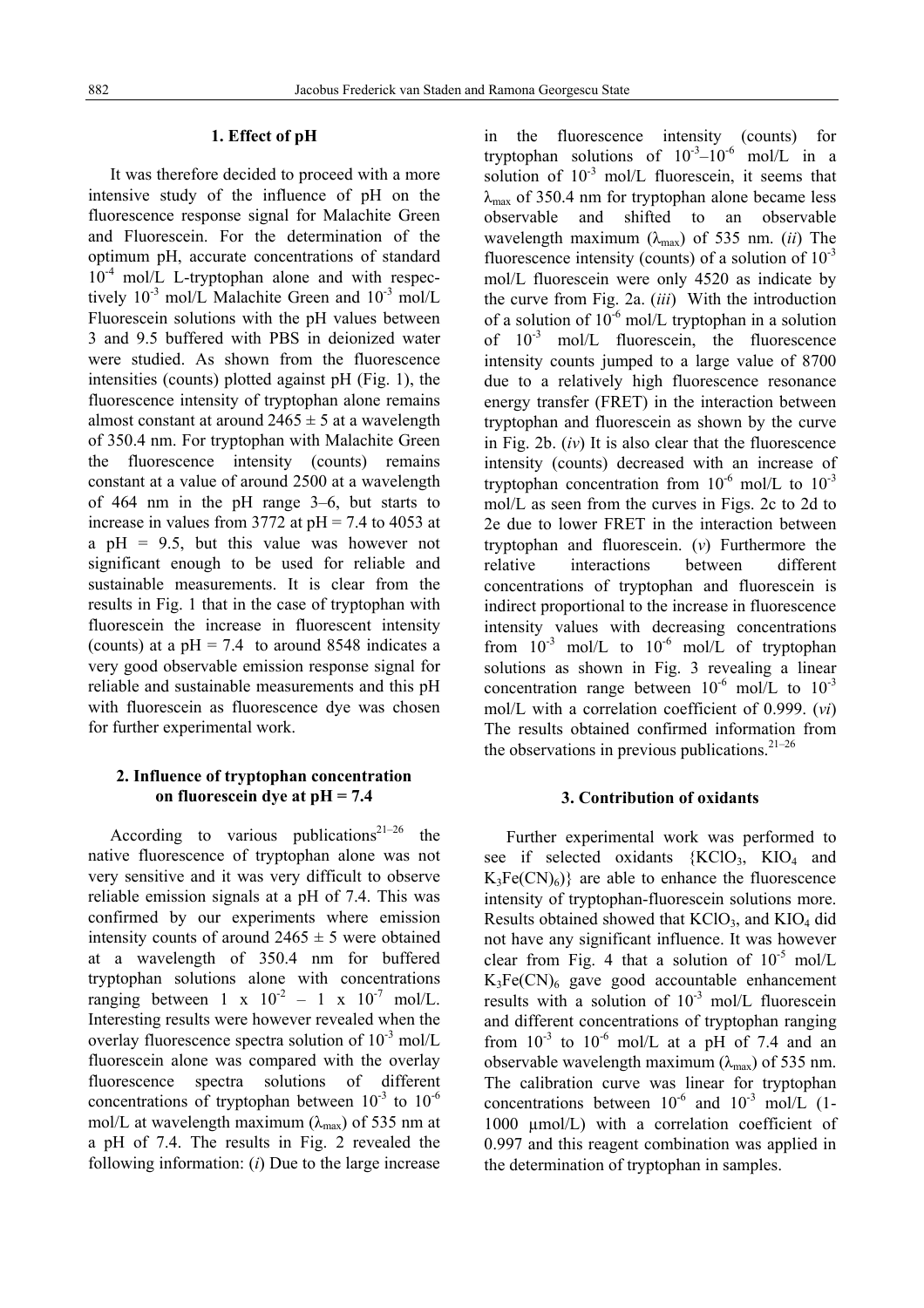## 1. Effect of pH

It was therefore decided to proceed with a more intensive study of the influence of pH on the fluorescence response signal for Malachite Green and Fluorescein. For the determination of the optimum pH, accurate concentrations of standard $10^{-4}$ mol/L L-tryptophan alone and with respectively $10^{-3}$ mol/L Malachite Green and $10^{-3}$ mol/L Fluorescein solutions with the pH values between 3 and 9.5 buffered with PBS in deionized water were studied. As shown from the fluorescence intensities (counts) plotted against pH (Fig. 1), the fluorescence intensity of tryptophan alone remains almost constant at around 2465 ± 5 at a wavelength of 350.4 nm. For tryptophan with Malachite Green the fluorescence intensity (counts) remains constant at a value of around 2500 at a wavelength of 464 nm in the pH range 3–6, but starts to increase in values from 3772 at pH = 7.4 to 4053 at a pH = 9.5, but this value was however not significant enough to be used for reliable and sustainable measurements. It is clear from the results in Fig. 1 that in the case of tryptophan with fluorescein the increase in fluorescent intensity (counts) at a pH = 7.4 to around 8548 indicates a very good observable emission response signal for reliable and sustainable measurements and this pH with fluorescein as fluorescence dye was chosen for further experimental work.

## 2. Influence of tryptophan concentration on fluorescein dye at pH = 7.4

According to various publications[21–26] the native fluorescence of tryptophan alone was not very sensitive and it was very difficult to observe reliable emission signals at a pH of 7.4. This was confirmed by our experiments where emission intensity counts of around 2465 ± 5 were obtained at a wavelength of 350.4 nm for buffered tryptophan solutions alone with concentrations ranging between 1 x $10^{-2}$ – 1 x $10^{-7}$ mol/L. Interesting results were however revealed when the overlay fluorescence spectra solution of $10^{-3}$ mol/L fluorescein alone was compared with the overlay fluorescence spectra solutions of different concentrations of tryptophan between $10^{-3}$ to $10^{-6}$ mol/L at wavelength maximum ($\lambda_{max}$) of 535 nm at a pH of 7.4. The results in Fig. 2 revealed the following information: (*i*) Due to the large increase in the fluorescence intensity (counts) for tryptophan solutions of $10^{-3}$–$10^{-6}$ mol/L in a solution of $10^{-3}$ mol/L fluorescein, it seems that $\lambda_{max}$ of 350.4 nm for tryptophan alone became less observable and shifted to an observable wavelength maximum ($\lambda_{max}$) of 535 nm. (*ii*) The fluorescence intensity (counts) of a solution of $10^{-3}$ mol/L fluorescein were only 4520 as indicate by the curve from Fig. 2a. (*iii*) With the introduction of a solution of $10^{-6}$ mol/L tryptophan in a solution of $10^{-3}$ mol/L fluorescein, the fluorescence intensity counts jumped to a large value of 8700 due to a relatively high fluorescence resonance energy transfer (FRET) in the interaction between tryptophan and fluorescein as shown by the curve in Fig. 2b. (*iv*) It is also clear that the fluorescence intensity (counts) decreased with an increase of tryptophan concentration from $10^{-6}$ mol/L to $10^{-3}$ mol/L as seen from the curves in Figs. 2c to 2d to 2e due to lower FRET in the interaction between tryptophan and fluorescein. (*v*) Furthermore the relative interactions between different concentrations of tryptophan and fluorescein is indirect proportional to the increase in fluorescence intensity values with decreasing concentrations from $10^{-3}$ mol/L to $10^{-6}$ mol/L of tryptophan solutions as shown in Fig. 3 revealing a linear concentration range between $10^{-6}$ mol/L to $10^{-3}$ mol/L with a correlation coefficient of 0.999. (*vi*) The results obtained confirmed information from the observations in previous publications.[21–26]

## 3. Contribution of oxidants

Further experimental work was performed to see if selected oxidants {$KClO_3$, $KIO_4$ and $K_3Fe(CN)_6$)} are able to enhance the fluorescence intensity of tryptophan-fluorescein solutions more. Results obtained showed that $KClO_3$, and $KIO_4$ did not have any significant influence. It was however clear from Fig. 4 that a solution of $10^{-5}$ mol/L $K_3Fe(CN)_6$ gave good accountable enhancement results with a solution of $10^{-3}$ mol/L fluorescein and different concentrations of tryptophan ranging from $10^{-3}$ to $10^{-6}$ mol/L at a pH of 7.4 and an observable wavelength maximum ($\lambda_{max}$) of 535 nm. The calibration curve was linear for tryptophan concentrations between $10^{-6}$ and $10^{-3}$ mol/L (1-1000 μmol/L) with a correlation coefficient of 0.997 and this reagent combination was applied in the determination of tryptophan in samples.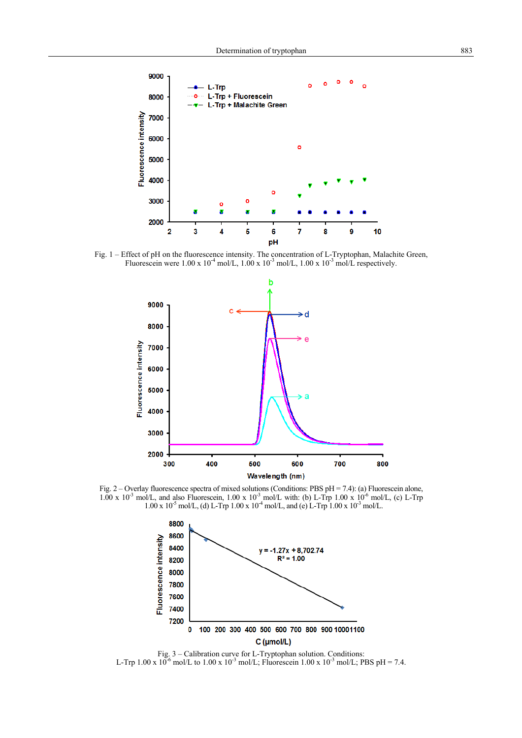Fig. 1 – Effect of pH on the fluorescence intensity. The concentration of L-Tryptophan, Malachite Green, Fluorescein were 1.00 x $10^{-4}$ mol/L, 1.00 x $10^{-3}$ mol/L, 1.00 x $10^{-3}$ mol/L respectively.

Fig. 2 – Overlay fluorescence spectra of mixed solutions (Conditions: PBS pH = 7.4): (a) Fluorescein alone, 1.00 x $10^{-3}$ mol/L, and also Fluorescein, 1.00 x $10^{-3}$ mol/L with: (b) L-Trp 1.00 x $10^{-6}$ mol/L, (c) L-Trp 1.00 x $10^{-5}$ mol/L, (d) L-Trp 1.00 x $10^{-4}$ mol/L, and (e) L-Trp 1.00 x $10^{-3}$ mol/L.

Fig. 3 – Calibration curve for L-Tryptophan solution. Conditions: L-Trp 1.00 x $10^{-6}$ mol/L to 1.00 x $10^{-3}$ mol/L; Fluorescein 1.00 x $10^{-3}$ mol/L; PBS pH = 7.4.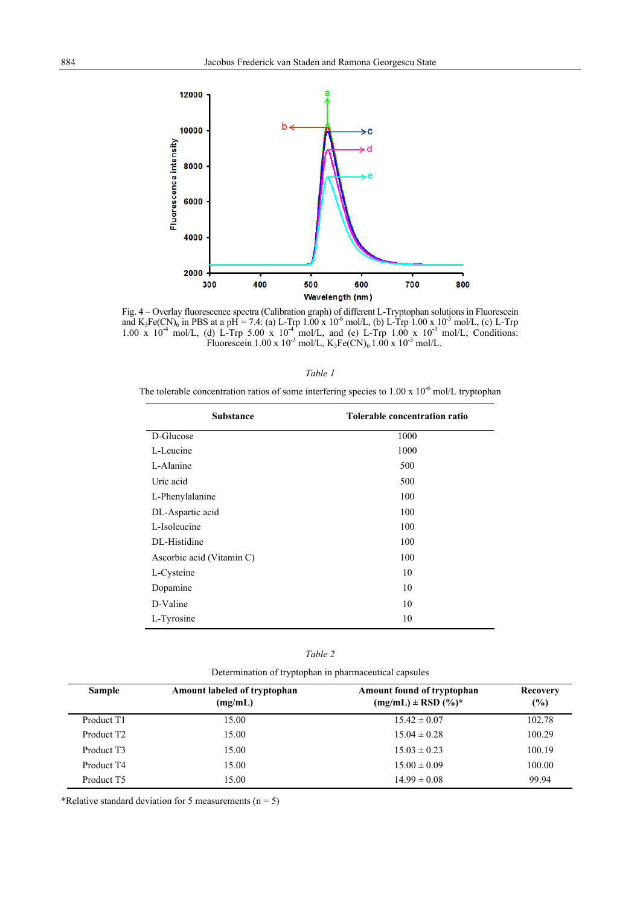Fig. 4 – Overlay fluorescence spectra (Calibration graph) of different L-Tryptophan solutions in Fluorescein and $K_3Fe(CN)_6$ in PBS at a pH = 7.4: (a) L-Trp 1.00 x $10^{-6}$ mol/L, (b) L-Trp 1.00 x $10^{-5}$ mol/L, (c) L-Trp 1.00 x $10^{-4}$ mol/L, (d) L-Trp 5.00 x $10^{-4}$ mol/L, and (e) L-Trp 1.00 x $10^{-3}$ mol/L; Conditions: Fluorescein 1.00 x $10^{-3}$ mol/L, $K_3Fe(CN)_6$ 1.00 x $10^{-5}$ mol/L.

*Table 1*

The tolerable concentration ratios of some interfering species to 1.00 x $10^{-6}$ mol/L tryptophan

| Substance | Tolerable concentration ratio |
|---|---|
| D-Glucose | 1000 |
| L-Leucine | 1000 |
| L-Alanine | 500 |
| Uric acid | 500 |
| L-Phenylalanine | 100 |
| DL-Aspartic acid | 100 |
| L-Isoleucine | 100 |
| DL-Histidine | 100 |
| Ascorbic acid (Vitamin C) | 100 |
| L-Cysteine | 10 |
| Dopamine | 10 |
| D-Valine | 10 |
| L-Tyrosine | 10 |

*Table 2*

Determination of tryptophan in pharmaceutical capsules

| Sample | Amount labeled of tryptophan (mg/mL) | Amount found of tryptophan (mg/mL) ± RSD (%)* | Recovery (%) |
|---|---|---|---|
| Product T1 | 15.00 | 15.42 ± 0.07 | 102.78 |
| Product T2 | 15.00 | 15.04 ± 0.28 | 100.29 |
| Product T3 | 15.00 | 15.03 ± 0.23 | 100.19 |
| Product T4 | 15.00 | 15.00 ± 0.09 | 100.00 |
| Product T5 | 15.00 | 14.99 ± 0.08 | 99.94 |

*Relative standard deviation for 5 measurements (n = 5)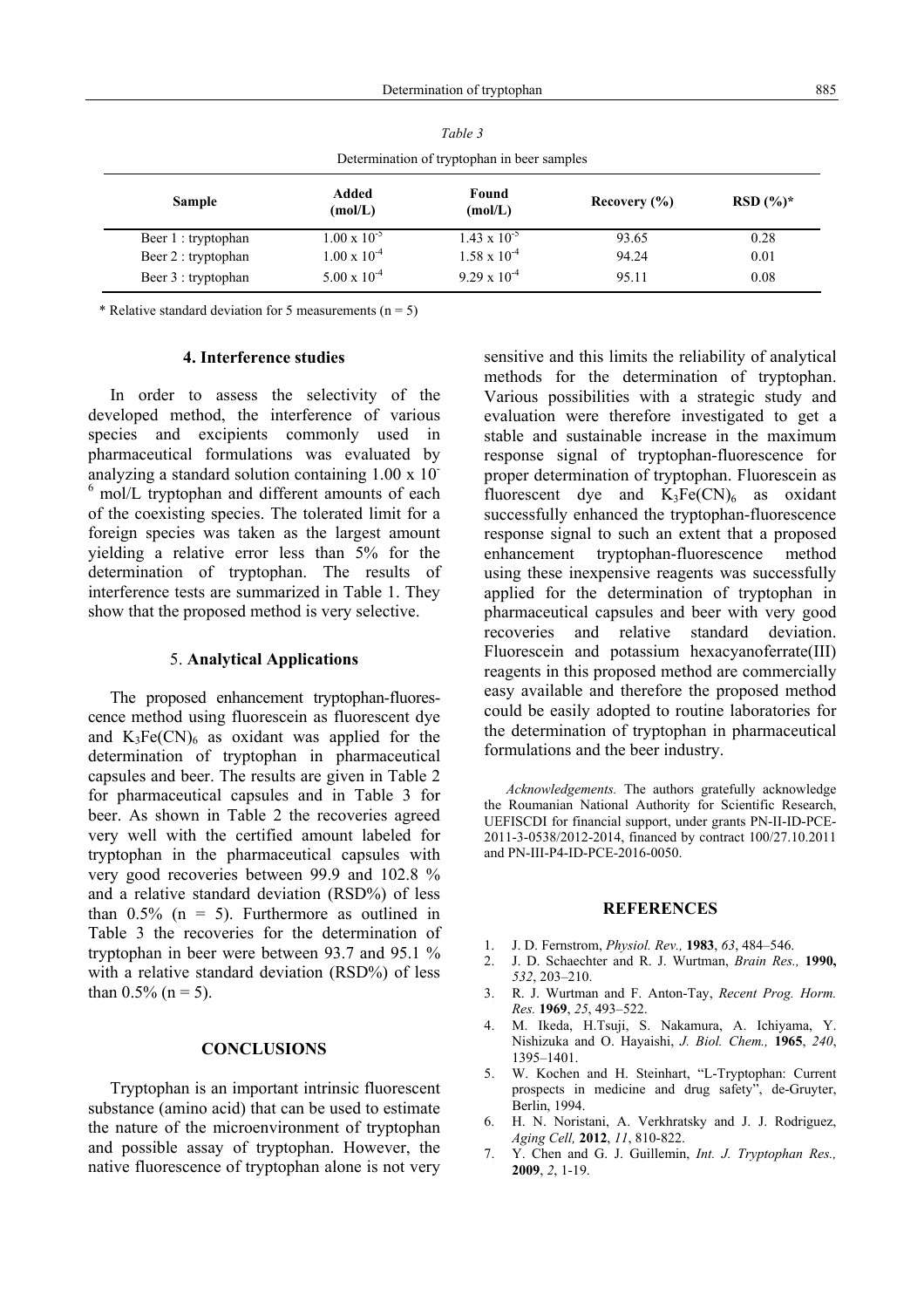*Table 3*

Determination of tryptophan in beer samples

| Sample | Added (mol/L) | Found (mol/L) | Recovery (%) | RSD (%)* |
|---|---|---|---|---|
| Beer 1 : tryptophan | $1.00 \times 10^{-5}$ | $1.43 \times 10^{-5}$ | 93.65 | 0.28 |
| Beer 2 : tryptophan | $1.00 \times 10^{-4}$ | $1.58 \times 10^{-4}$ | 94.24 | 0.01 |
| Beer 3 : tryptophan | $5.00 \times 10^{-4}$ | $9.29 \times 10^{-4}$ | 95.11 | 0.08 |

\* Relative standard deviation for 5 measurements (n = 5)

## 4. Interference studies

In order to assess the selectivity of the developed method, the interference of various species and excipients commonly used in pharmaceutical formulations was evaluated by analyzing a standard solution containing $1.00 \times 10^{-6}$ mol/L tryptophan and different amounts of each of the coexisting species. The tolerated limit for a foreign species was taken as the largest amount yielding a relative error less than 5% for the determination of tryptophan. The results of interference tests are summarized in Table 1. They show that the proposed method is very selective.

## 5. Analytical Applications

The proposed enhancement tryptophan-fluorescence method using fluorescein as fluorescent dye and $K_3Fe(CN)_6$ as oxidant was applied for the determination of tryptophan in pharmaceutical capsules and beer. The results are given in Table 2 for pharmaceutical capsules and in Table 3 for beer. As shown in Table 2 the recoveries agreed very well with the certified amount labeled for tryptophan in the pharmaceutical capsules with very good recoveries between 99.9 and 102.8 % and a relative standard deviation (RSD%) of less than 0.5% (n = 5). Furthermore as outlined in Table 3 the recoveries for the determination of tryptophan in beer were between 93.7 and 95.1 % with a relative standard deviation (RSD%) of less than 0.5% (n = 5).

## CONCLUSIONS

Tryptophan is an important intrinsic fluorescent substance (amino acid) that can be used to estimate the nature of the microenvironment of tryptophan and possible assay of tryptophan. However, the native fluorescence of tryptophan alone is not very sensitive and this limits the reliability of analytical methods for the determination of tryptophan. Various possibilities with a strategic study and evaluation were therefore investigated to get a stable and sustainable increase in the maximum response signal of tryptophan-fluorescence for proper determination of tryptophan. Fluorescein as fluorescent dye and $K_3Fe(CN)_6$ as oxidant successfully enhanced the tryptophan-fluorescence response signal to such an extent that a proposed enhancement tryptophan-fluorescence method using these inexpensive reagents was successfully applied for the determination of tryptophan in pharmaceutical capsules and beer with very good recoveries and relative standard deviation. Fluorescein and potassium hexacyanoferrate(III) reagents in this proposed method are commercially easy available and therefore the proposed method could be easily adopted to routine laboratories for the determination of tryptophan in pharmaceutical formulations and the beer industry.

*Acknowledgements.* The authors gratefully acknowledge the Roumanian National Authority for Scientific Research, UEFISCDI for financial support, under grants PN-II-ID-PCE-2011-3-0538/2012-2014, financed by contract 100/27.10.2011 and PN-III-P4-ID-PCE-2016-0050.

## REFERENCES

1. J. D. Fernstrom, *Physiol. Rev.,* **1983**, *63*, 484–546.
2. J. D. Schaechter and R. J. Wurtman, *Brain Res.,* **1990,** *532*, 203–210.
3. R. J. Wurtman and F. Anton-Tay, *Recent Prog. Horm. Res.* **1969**, *25*, 493–522.
4. M. Ikeda, H.Tsuji, S. Nakamura, A. Ichiyama, Y. Nishizuka and O. Hayaishi, *J. Biol. Chem.,* **1965**, *240*, 1395–1401.
5. W. Kochen and H. Steinhart, "L-Tryptophan: Current prospects in medicine and drug safety", de-Gruyter, Berlin, 1994.
6. H. N. Noristani, A. Verkhratsky and J. J. Rodriguez, *Aging Cell,* **2012**, *11*, 810-822.
7. Y. Chen and G. J. Guillemin, *Int. J. Tryptophan Res.,* **2009**, *2*, 1-19.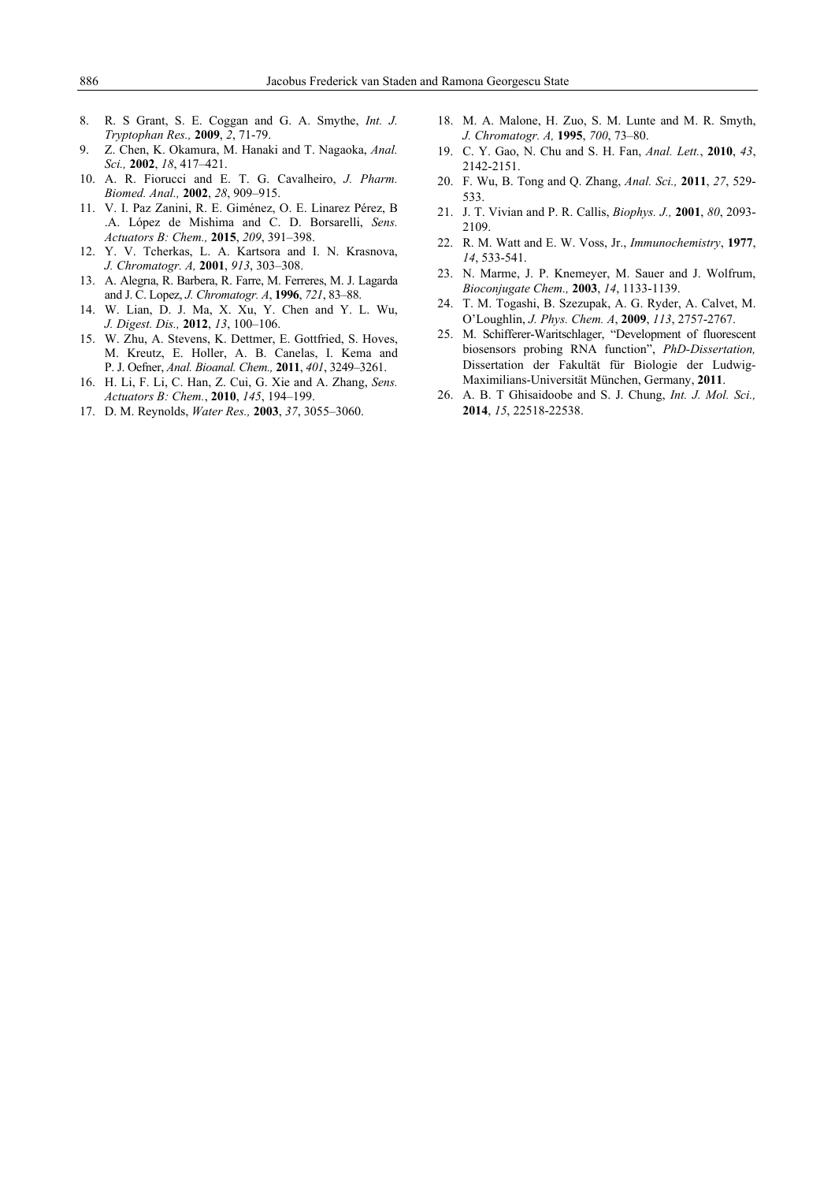8. R. S Grant, S. E. Coggan and G. A. Smythe, *Int. J. Tryptophan Res.,* **2009**, *2*, 71-79.
9. Z. Chen, K. Okamura, M. Hanaki and T. Nagaoka, *Anal. Sci.,* **2002**, *18*, 417–421.
10. A. R. Fiorucci and E. T. G. Cavalheiro, *J. Pharm. Biomed. Anal.,* **2002**, *28*, 909–915.
11. V. I. Paz Zanini, R. E. Giménez, O. E. Linarez Pérez, B .A. López de Mishima and C. D. Borsarelli, *Sens. Actuators B: Chem.,* **2015**, *209*, 391–398.
12. Y. V. Tcherkas, L. A. Kartsora and I. N. Krasnova, *J. Chromatogr. A,* **2001**, *913*, 303–308.
13. A. Alegrıa, R. Barbera, R. Farre, M. Ferreres, M. J. Lagarda and J. C. Lopez, *J. Chromatogr. A*, **1996**, *721*, 83–88.
14. W. Lian, D. J. Ma, X. Xu, Y. Chen and Y. L. Wu, *J. Digest. Dis.,* **2012**, *13*, 100–106.
15. W. Zhu, A. Stevens, K. Dettmer, E. Gottfried, S. Hoves, M. Kreutz, E. Holler, A. B. Canelas, I. Kema and P. J. Oefner, *Anal. Bioanal. Chem.,* **2011**, *401*, 3249–3261.
16. H. Li, F. Li, C. Han, Z. Cui, G. Xie and A. Zhang, *Sens. Actuators B: Chem.*, **2010**, *145*, 194–199.
17. D. M. Reynolds, *Water Res.,* **2003**, *37*, 3055–3060.
18. M. A. Malone, H. Zuo, S. M. Lunte and M. R. Smyth, *J. Chromatogr. A,* **1995**, *700*, 73–80.
19. C. Y. Gao, N. Chu and S. H. Fan, *Anal. Lett.*, **2010**, *43*, 2142-2151.
20. F. Wu, B. Tong and Q. Zhang, *Anal. Sci.,* **2011**, *27*, 529-533.
21. J. T. Vivian and P. R. Callis, *Biophys. J.,* **2001**, *80*, 2093-2109.
22. R. M. Watt and E. W. Voss, Jr., *Immunochemistry*, **1977**, *14*, 533-541.
23. N. Marme, J. P. Knemeyer, M. Sauer and J. Wolfrum, *Bioconjugate Chem.,* **2003**, *14*, 1133-1139.
24. T. M. Togashi, B. Szezupak, A. G. Ryder, A. Calvet, M. O'Loughlin, *J. Phys. Chem. A*, **2009**, *113*, 2757-2767.
25. M. Schifferer-Waritschlager, "Development of fluorescent biosensors probing RNA function", *PhD-Dissertation,* Dissertation der Fakultät für Biologie der Ludwig-Maximilians-Universität München, Germany, **2011**.
26. A. B. T Ghisaidoobe and S. J. Chung, *Int. J. Mol. Sci.,* **2014**, *15*, 22518-22538.